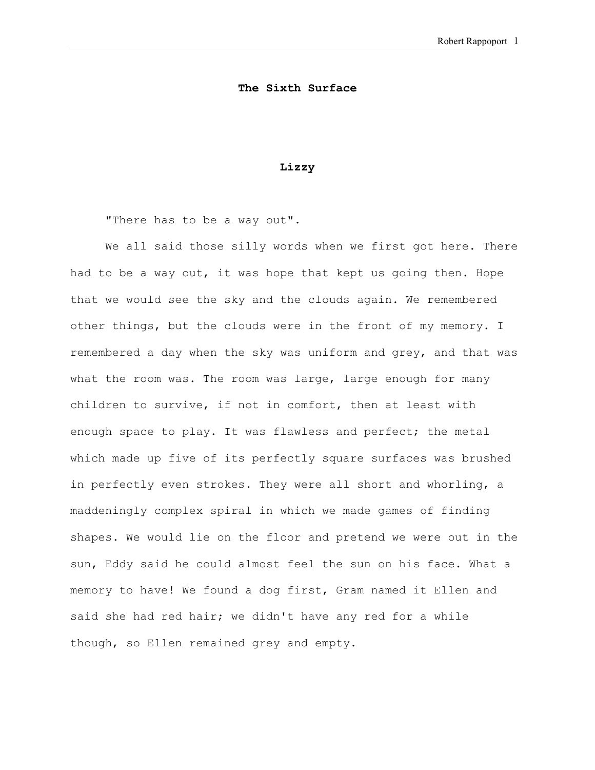# The Sixth Surface

## Lizzy

"There has to be a way out".

We all said those silly words when we first got here. There had to be a way out, it was hope that kept us going then. Hope that we would see the sky and the clouds again. We remembered other things, but the clouds were in the front of my memory. I remembered a day when the sky was uniform and grey, and that was what the room was. The room was large, large enough for many children to survive, if not in comfort, then at least with enough space to play. It was flawless and perfect; the metal which made up five of its perfectly square surfaces was brushed in perfectly even strokes. They were all short and whorling, a maddeningly complex spiral in which we made games of finding shapes. We would lie on the floor and pretend we were out in the sun, Eddy said he could almost feel the sun on his face. What a memory to have! We found a dog first, Gram named it Ellen and said she had red hair; we didn't have any red for a while though, so Ellen remained grey and empty.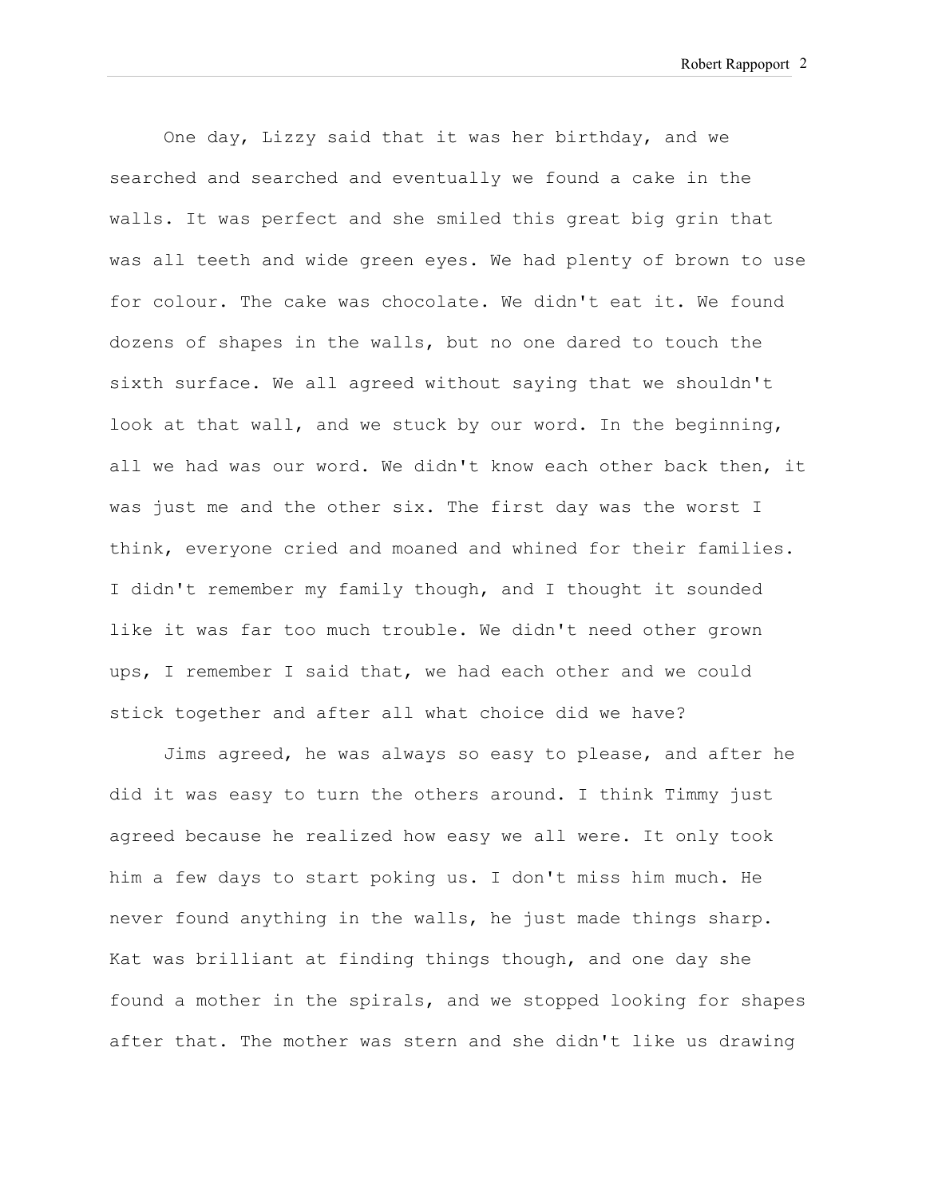One day, Lizzy said that it was her birthday, and we searched and searched and eventually we found a cake in the walls. It was perfect and she smiled this great big grin that was all teeth and wide green eyes. We had plenty of brown to use for colour. The cake was chocolate. We didn't eat it. We found dozens of shapes in the walls, but no one dared to touch the sixth surface. We all agreed without saying that we shouldn't look at that wall, and we stuck by our word. In the beginning, all we had was our word. We didn't know each other back then, it was just me and the other six. The first day was the worst I think, everyone cried and moaned and whined for their families. I didn't remember my family though, and I thought it sounded like it was far too much trouble. We didn't need other grown ups, I remember I said that, we had each other and we could stick together and after all what choice did we have?

Jims agreed, he was always so easy to please, and after he did it was easy to turn the others around. I think Timmy just agreed because he realized how easy we all were. It only took him a few days to start poking us. I don't miss him much. He never found anything in the walls, he just made things sharp. Kat was brilliant at finding things though, and one day she found a mother in the spirals, and we stopped looking for shapes after that. The mother was stern and she didn't like us drawing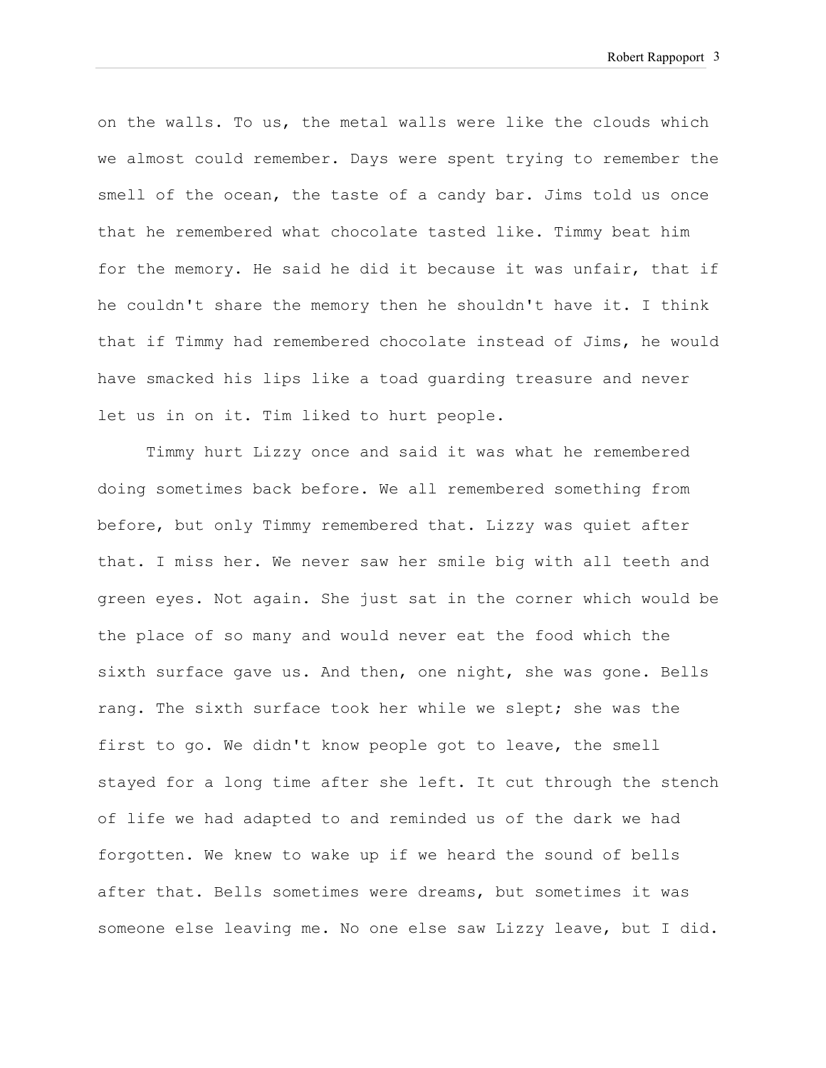on the walls. To us, the metal walls were like the clouds which we almost could remember. Days were spent trying to remember the smell of the ocean, the taste of a candy bar. Jims told us once that he remembered what chocolate tasted like. Timmy beat him for the memory. He said he did it because it was unfair, that if he couldn't share the memory then he shouldn't have it. I think that if Timmy had remembered chocolate instead of Jims, he would have smacked his lips like a toad guarding treasure and never let us in on it. Tim liked to hurt people.

Timmy hurt Lizzy once and said it was what he remembered doing sometimes back before. We all remembered something from before, but only Timmy remembered that. Lizzy was quiet after that. I miss her. We never saw her smile big with all teeth and green eyes. Not again. She just sat in the corner which would be the place of so many and would never eat the food which the sixth surface gave us. And then, one night, she was gone. Bells rang. The sixth surface took her while we slept; she was the first to go. We didn't know people got to leave, the smell stayed for a long time after she left. It cut through the stench of life we had adapted to and reminded us of the dark we had forgotten. We knew to wake up if we heard the sound of bells after that. Bells sometimes were dreams, but sometimes it was someone else leaving me. No one else saw Lizzy leave, but I did.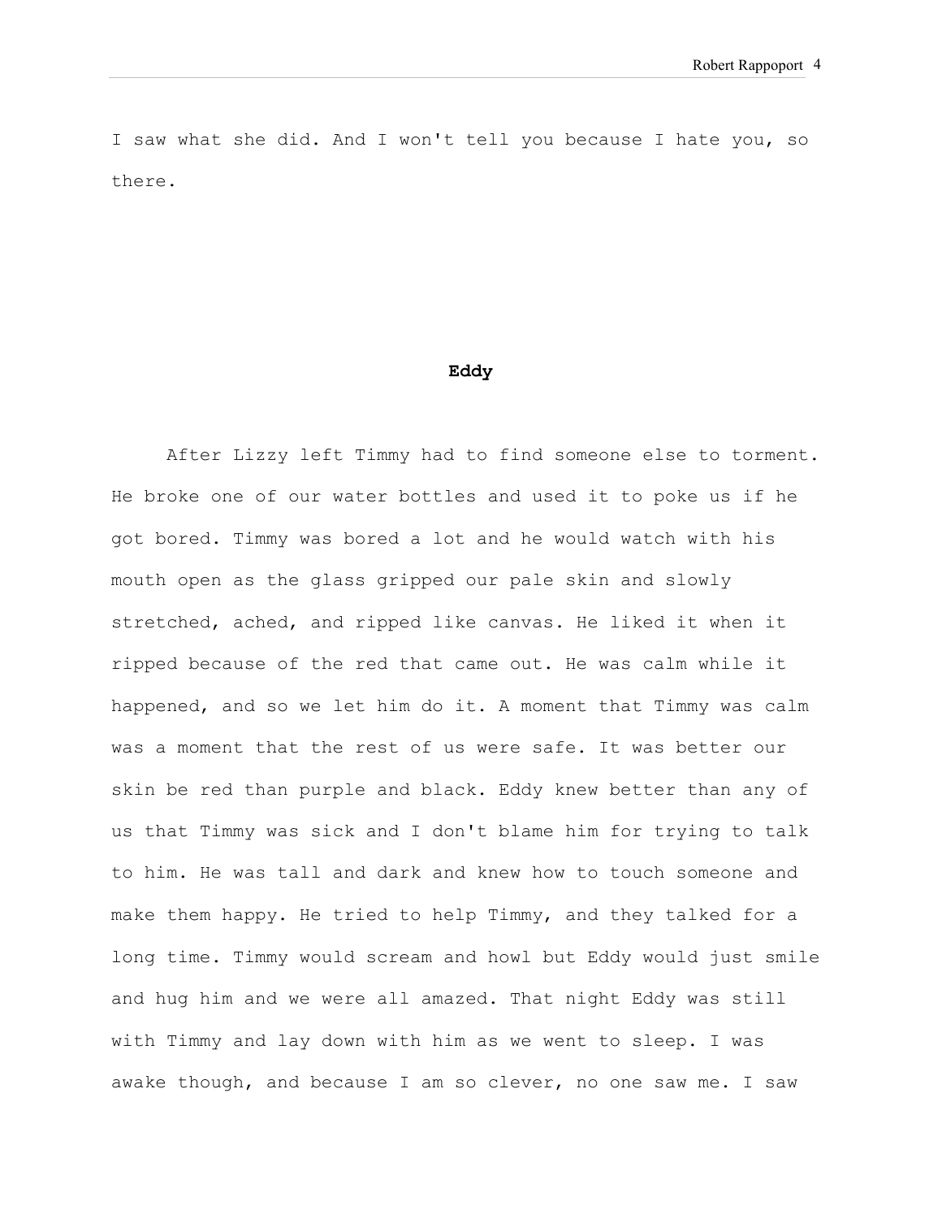I saw what she did. And I won't tell you because I hate you, so there.

**Eddy**

After Lizzy left Timmy had to find someone else to torment. He broke one of our water bottles and used it to poke us if he got bored. Timmy was bored a lot and he would watch with his mouth open as the glass gripped our pale skin and slowly stretched, ached, and ripped like canvas. He liked it when it ripped because of the red that came out. He was calm while it happened, and so we let him do it. A moment that Timmy was calm was a moment that the rest of us were safe. It was better our skin be red than purple and black. Eddy knew better than any of us that Timmy was sick and I don't blame him for trying to talk to him. He was tall and dark and knew how to touch someone and make them happy. He tried to help Timmy, and they talked for a long time. Timmy would scream and howl but Eddy would just smile and hug him and we were all amazed. That night Eddy was still with Timmy and lay down with him as we went to sleep. I was awake though, and because I am so clever, no one saw me. I saw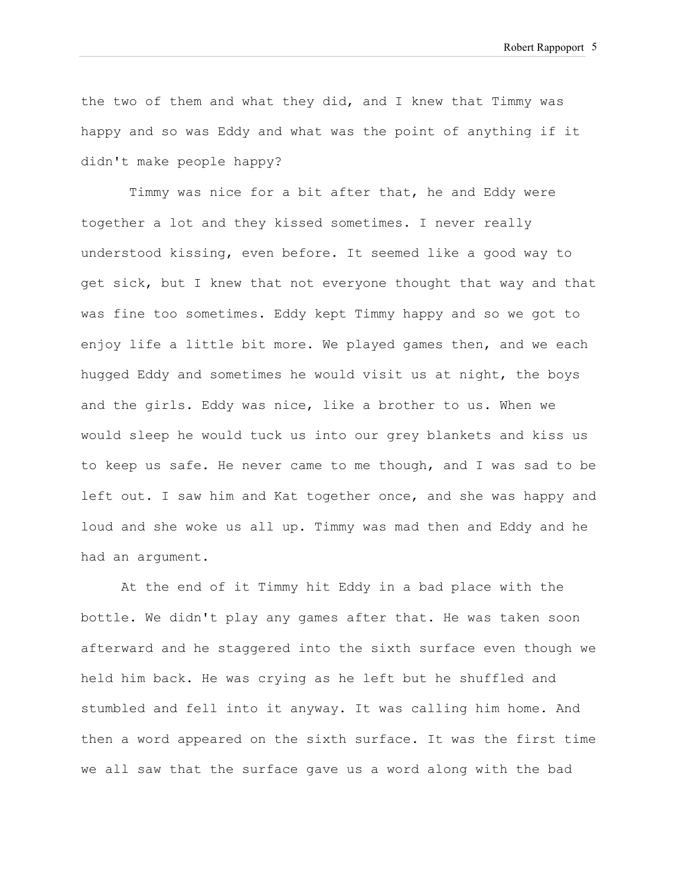the two of them and what they did, and I knew that Timmy was happy and so was Eddy and what was the point of anything if it didn't make people happy?

Timmy was nice for a bit after that, he and Eddy were together a lot and they kissed sometimes. I never really understood kissing, even before. It seemed like a good way to get sick, but I knew that not everyone thought that way and that was fine too sometimes. Eddy kept Timmy happy and so we got to enjoy life a little bit more. We played games then, and we each hugged Eddy and sometimes he would visit us at night, the boys and the girls. Eddy was nice, like a brother to us. When we would sleep he would tuck us into our grey blankets and kiss us to keep us safe. He never came to me though, and I was sad to be left out. I saw him and Kat together once, and she was happy and loud and she woke us all up. Timmy was mad then and Eddy and he had an argument.

At the end of it Timmy hit Eddy in a bad place with the bottle. We didn't play any games after that. He was taken soon afterward and he staggered into the sixth surface even though we held him back. He was crying as he left but he shuffled and stumbled and fell into it anyway. It was calling him home. And then a word appeared on the sixth surface. It was the first time we all saw that the surface gave us a word along with the bad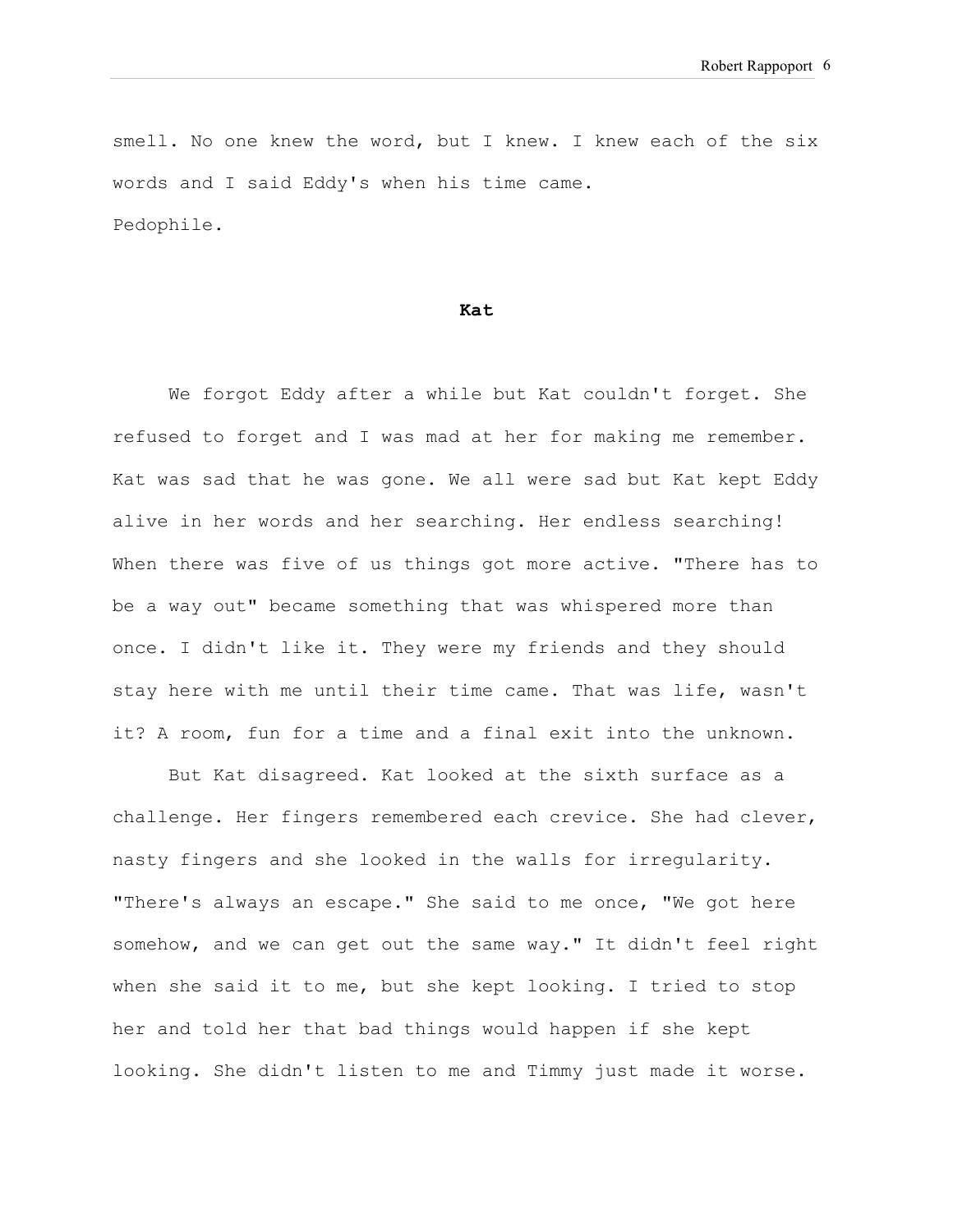smell. No one knew the word, but I knew. I knew each of the six words and I said Eddy's when his time came.

Pedophile.

## Kat

We forgot Eddy after a while but Kat couldn't forget. She refused to forget and I was mad at her for making me remember. Kat was sad that he was gone. We all were sad but Kat kept Eddy alive in her words and her searching. Her endless searching! When there was five of us things got more active. "There has to be a way out" became something that was whispered more than once. I didn't like it. They were my friends and they should stay here with me until their time came. That was life, wasn't it? A room, fun for a time and a final exit into the unknown.

But Kat disagreed. Kat looked at the sixth surface as a challenge. Her fingers remembered each crevice. She had clever, nasty fingers and she looked in the walls for irregularity. "There's always an escape." She said to me once, "We got here somehow, and we can get out the same way." It didn't feel right when she said it to me, but she kept looking. I tried to stop her and told her that bad things would happen if she kept looking. She didn't listen to me and Timmy just made it worse.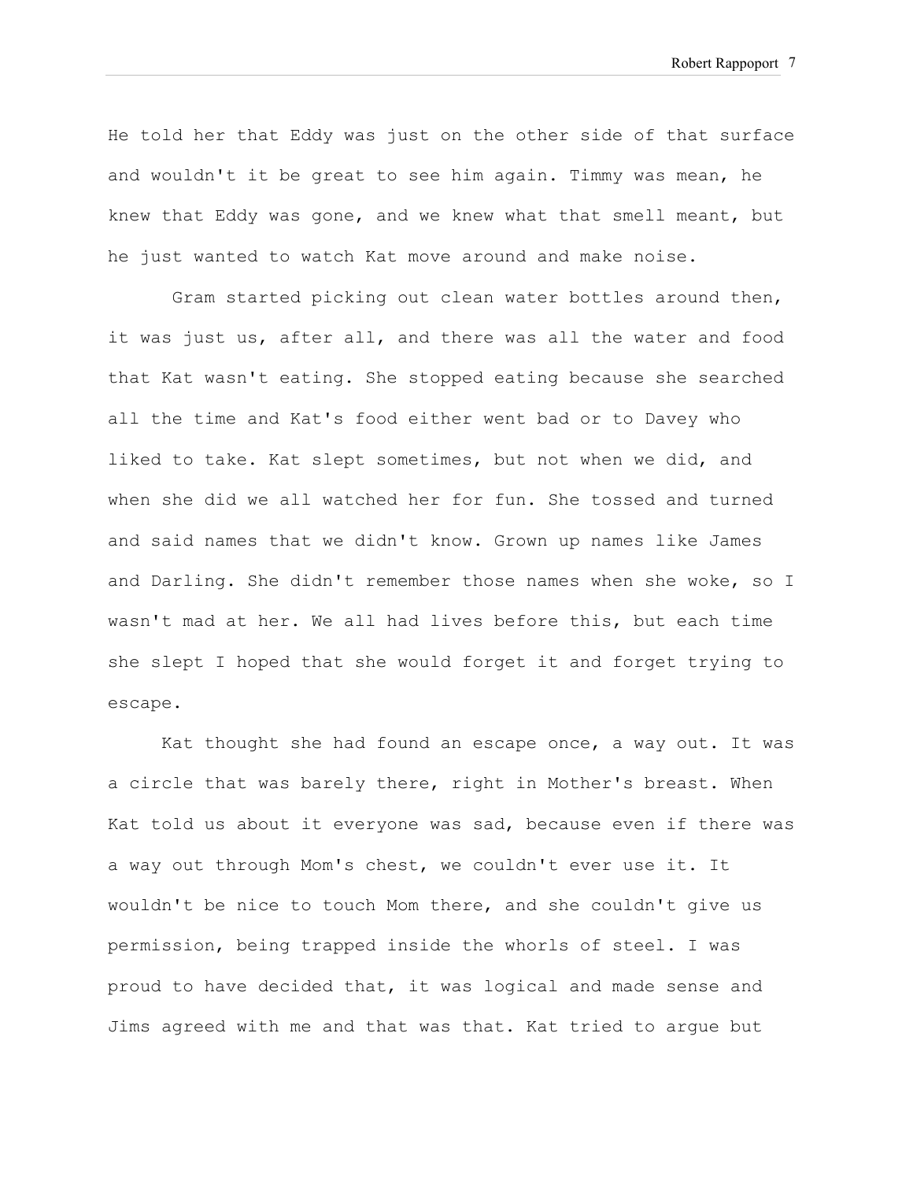He told her that Eddy was just on the other side of that surface and wouldn't it be great to see him again. Timmy was mean, he knew that Eddy was gone, and we knew what that smell meant, but he just wanted to watch Kat move around and make noise.

Gram started picking out clean water bottles around then, it was just us, after all, and there was all the water and food that Kat wasn't eating. She stopped eating because she searched all the time and Kat's food either went bad or to Davey who liked to take. Kat slept sometimes, but not when we did, and when she did we all watched her for fun. She tossed and turned and said names that we didn't know. Grown up names like James and Darling. She didn't remember those names when she woke, so I wasn't mad at her. We all had lives before this, but each time she slept I hoped that she would forget it and forget trying to escape.

Kat thought she had found an escape once, a way out. It was a circle that was barely there, right in Mother's breast. When Kat told us about it everyone was sad, because even if there was a way out through Mom's chest, we couldn't ever use it. It wouldn't be nice to touch Mom there, and she couldn't give us permission, being trapped inside the whorls of steel. I was proud to have decided that, it was logical and made sense and Jims agreed with me and that was that. Kat tried to argue but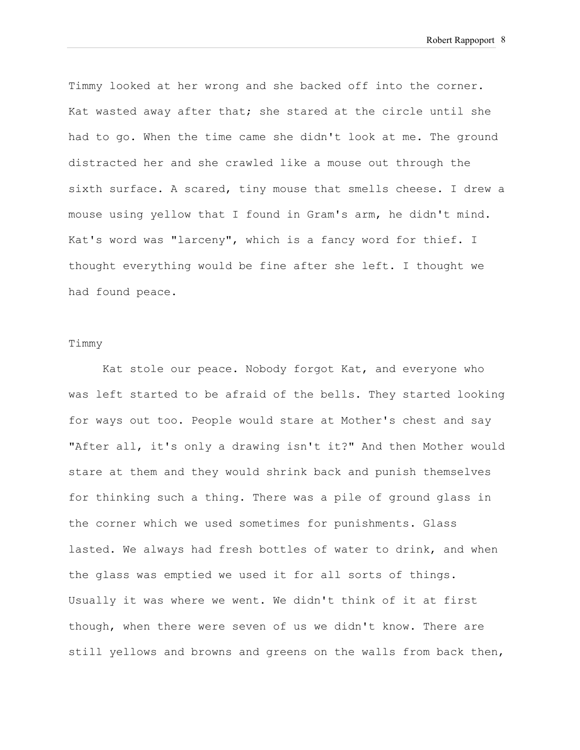Timmy looked at her wrong and she backed off into the corner. Kat wasted away after that; she stared at the circle until she had to go. When the time came she didn't look at me. The ground distracted her and she crawled like a mouse out through the sixth surface. A scared, tiny mouse that smells cheese. I drew a mouse using yellow that I found in Gram's arm, he didn't mind. Kat's word was "larceny", which is a fancy word for thief. I thought everything would be fine after she left. I thought we had found peace.

Timmy

Kat stole our peace. Nobody forgot Kat, and everyone who was left started to be afraid of the bells. They started looking for ways out too. People would stare at Mother's chest and say "After all, it's only a drawing isn't it?" And then Mother would stare at them and they would shrink back and punish themselves for thinking such a thing. There was a pile of ground glass in the corner which we used sometimes for punishments. Glass lasted. We always had fresh bottles of water to drink, and when the glass was emptied we used it for all sorts of things. Usually it was where we went. We didn't think of it at first though, when there were seven of us we didn't know. There are still yellows and browns and greens on the walls from back then,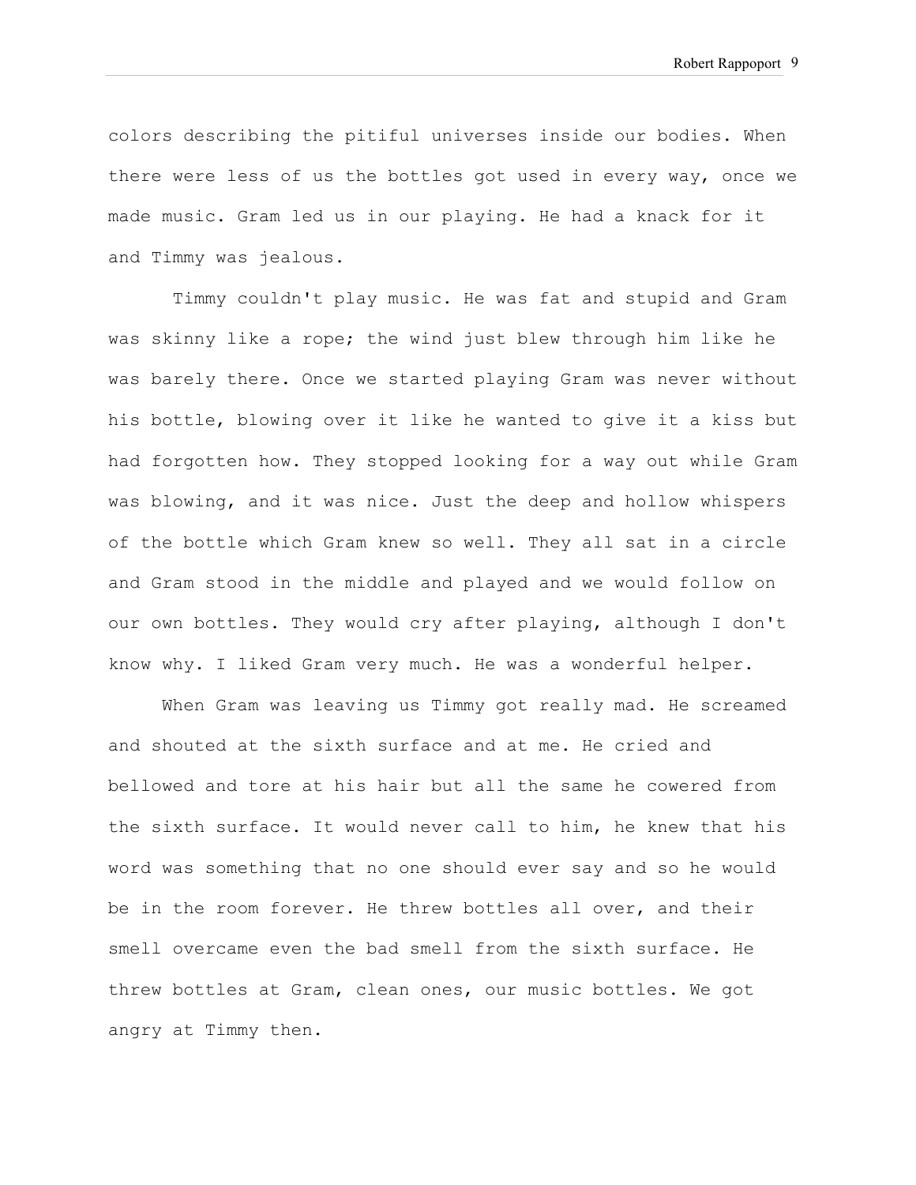colors describing the pitiful universes inside our bodies. When there were less of us the bottles got used in every way, once we made music. Gram led us in our playing. He had a knack for it and Timmy was jealous.

Timmy couldn't play music. He was fat and stupid and Gram was skinny like a rope; the wind just blew through him like he was barely there. Once we started playing Gram was never without his bottle, blowing over it like he wanted to give it a kiss but had forgotten how. They stopped looking for a way out while Gram was blowing, and it was nice. Just the deep and hollow whispers of the bottle which Gram knew so well. They all sat in a circle and Gram stood in the middle and played and we would follow on our own bottles. They would cry after playing, although I don't know why. I liked Gram very much. He was a wonderful helper.

When Gram was leaving us Timmy got really mad. He screamed and shouted at the sixth surface and at me. He cried and bellowed and tore at his hair but all the same he cowered from the sixth surface. It would never call to him, he knew that his word was something that no one should ever say and so he would be in the room forever. He threw bottles all over, and their smell overcame even the bad smell from the sixth surface. He threw bottles at Gram, clean ones, our music bottles. We got angry at Timmy then.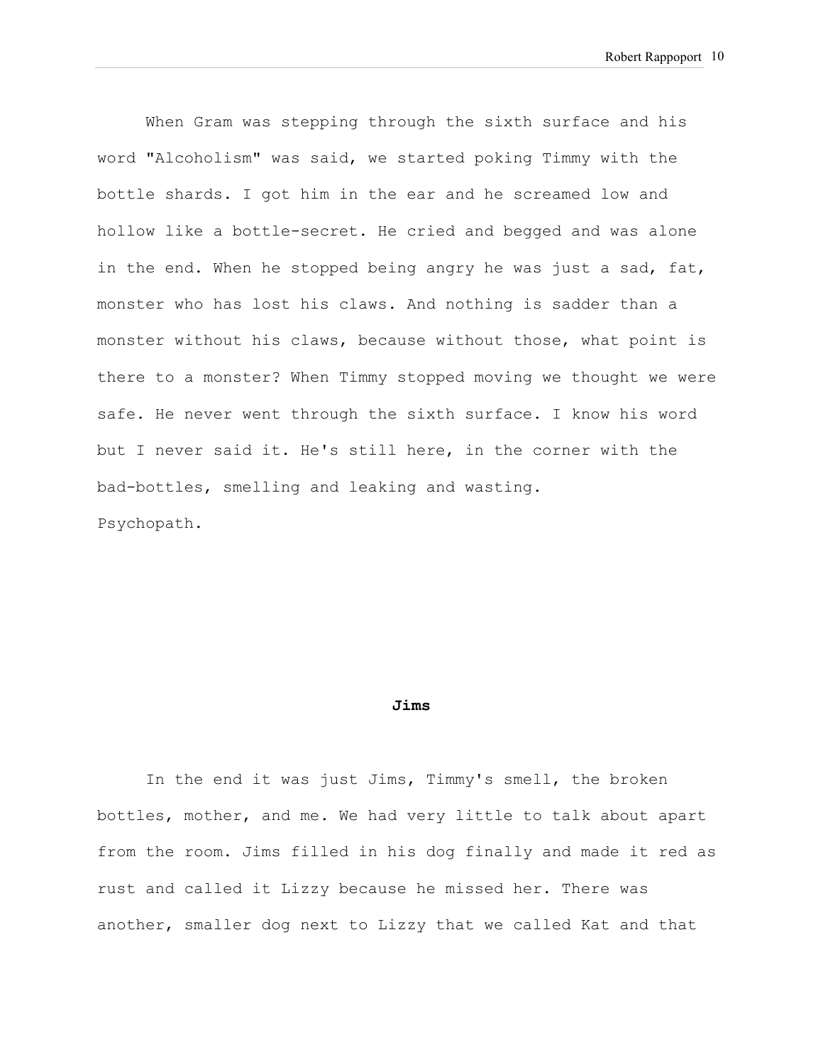When Gram was stepping through the sixth surface and his word "Alcoholism" was said, we started poking Timmy with the bottle shards. I got him in the ear and he screamed low and hollow like a bottle-secret. He cried and begged and was alone in the end. When he stopped being angry he was just a sad, fat, monster who has lost his claws. And nothing is sadder than a monster without his claws, because without those, what point is there to a monster? When Timmy stopped moving we thought we were safe. He never went through the sixth surface. I know his word but I never said it. He's still here, in the corner with the bad-bottles, smelling and leaking and wasting.
Psychopath.

## Jims

In the end it was just Jims, Timmy's smell, the broken bottles, mother, and me. We had very little to talk about apart from the room. Jims filled in his dog finally and made it red as rust and called it Lizzy because he missed her. There was another, smaller dog next to Lizzy that we called Kat and that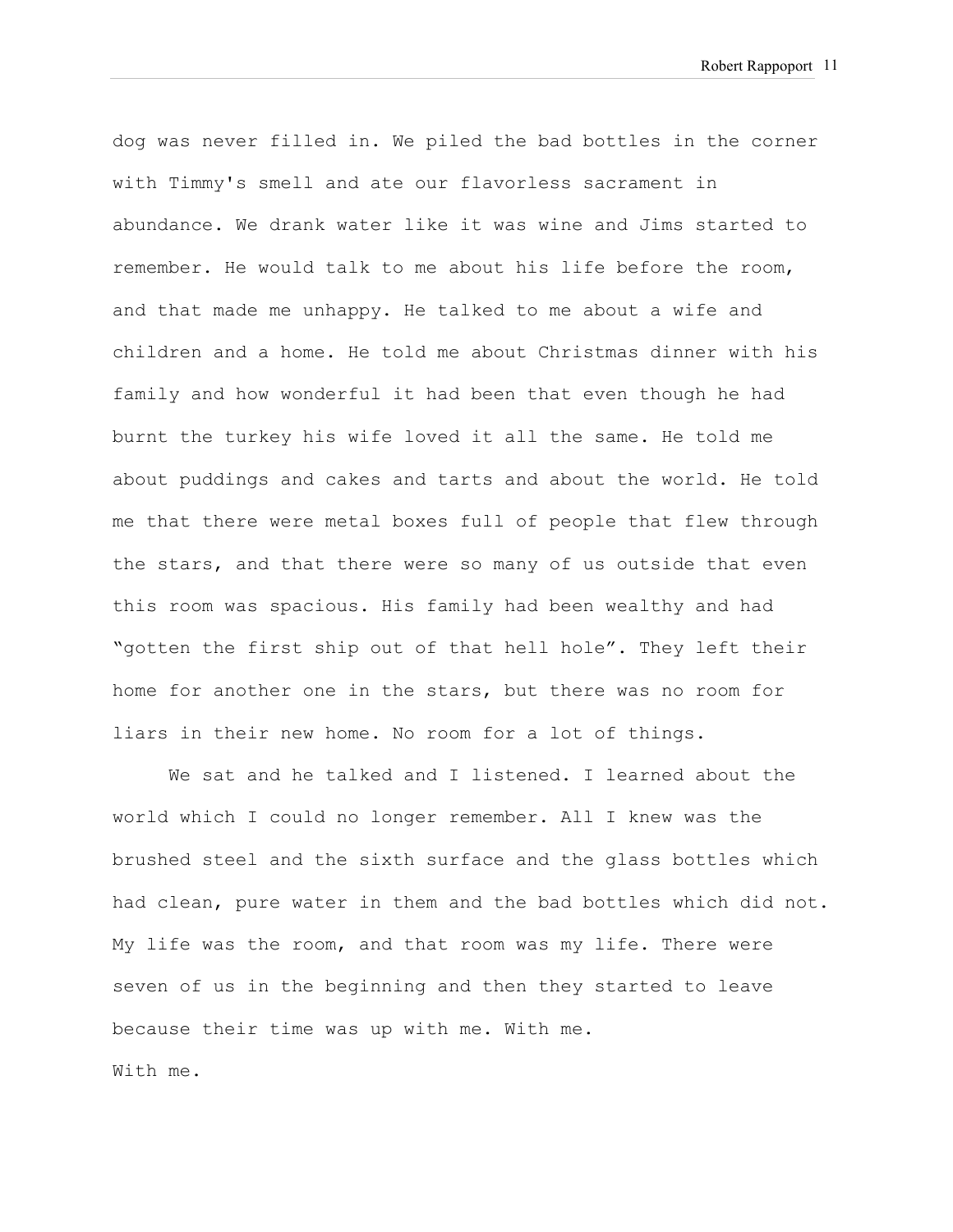dog was never filled in. We piled the bad bottles in the corner with Timmy's smell and ate our flavorless sacrament in abundance. We drank water like it was wine and Jims started to remember. He would talk to me about his life before the room, and that made me unhappy. He talked to me about a wife and children and a home. He told me about Christmas dinner with his family and how wonderful it had been that even though he had burnt the turkey his wife loved it all the same. He told me about puddings and cakes and tarts and about the world. He told me that there were metal boxes full of people that flew through the stars, and that there were so many of us outside that even this room was spacious. His family had been wealthy and had "gotten the first ship out of that hell hole". They left their home for another one in the stars, but there was no room for liars in their new home. No room for a lot of things.

We sat and he talked and I listened. I learned about the world which I could no longer remember. All I knew was the brushed steel and the sixth surface and the glass bottles which had clean, pure water in them and the bad bottles which did not. My life was the room, and that room was my life. There were seven of us in the beginning and then they started to leave because their time was up with me. With me.

With me.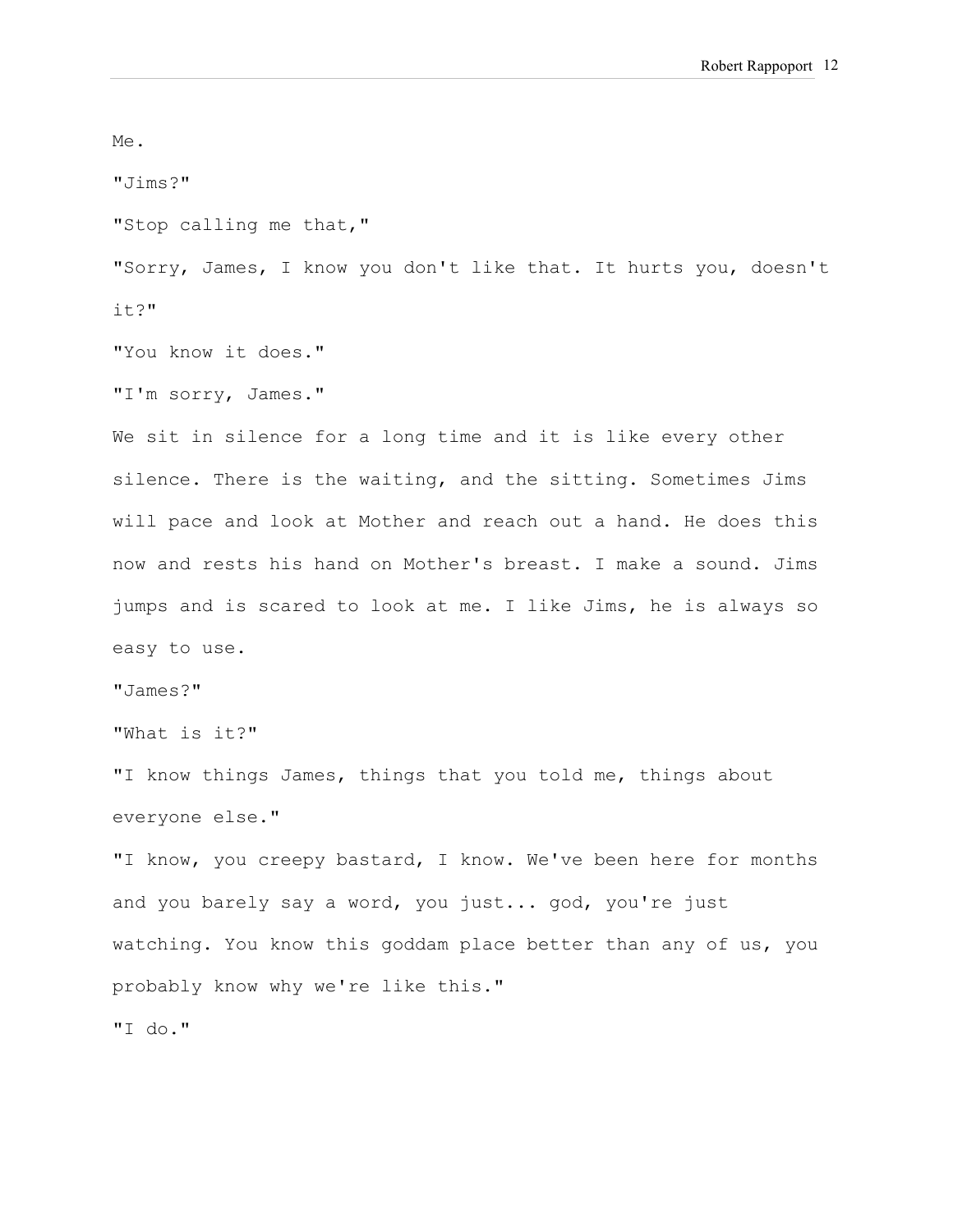Me.

"Jims?"

"Stop calling me that,"

"Sorry, James, I know you don't like that. It hurts you, doesn't it?"

"You know it does."

"I'm sorry, James."

We sit in silence for a long time and it is like every other silence. There is the waiting, and the sitting. Sometimes Jims will pace and look at Mother and reach out a hand. He does this now and rests his hand on Mother's breast. I make a sound. Jims jumps and is scared to look at me. I like Jims, he is always so easy to use.

"James?"

"What is it?"

"I know things James, things that you told me, things about everyone else."

"I know, you creepy bastard, I know. We've been here for months and you barely say a word, you just... god, you're just watching. You know this goddam place better than any of us, you probably know why we're like this."

"I do."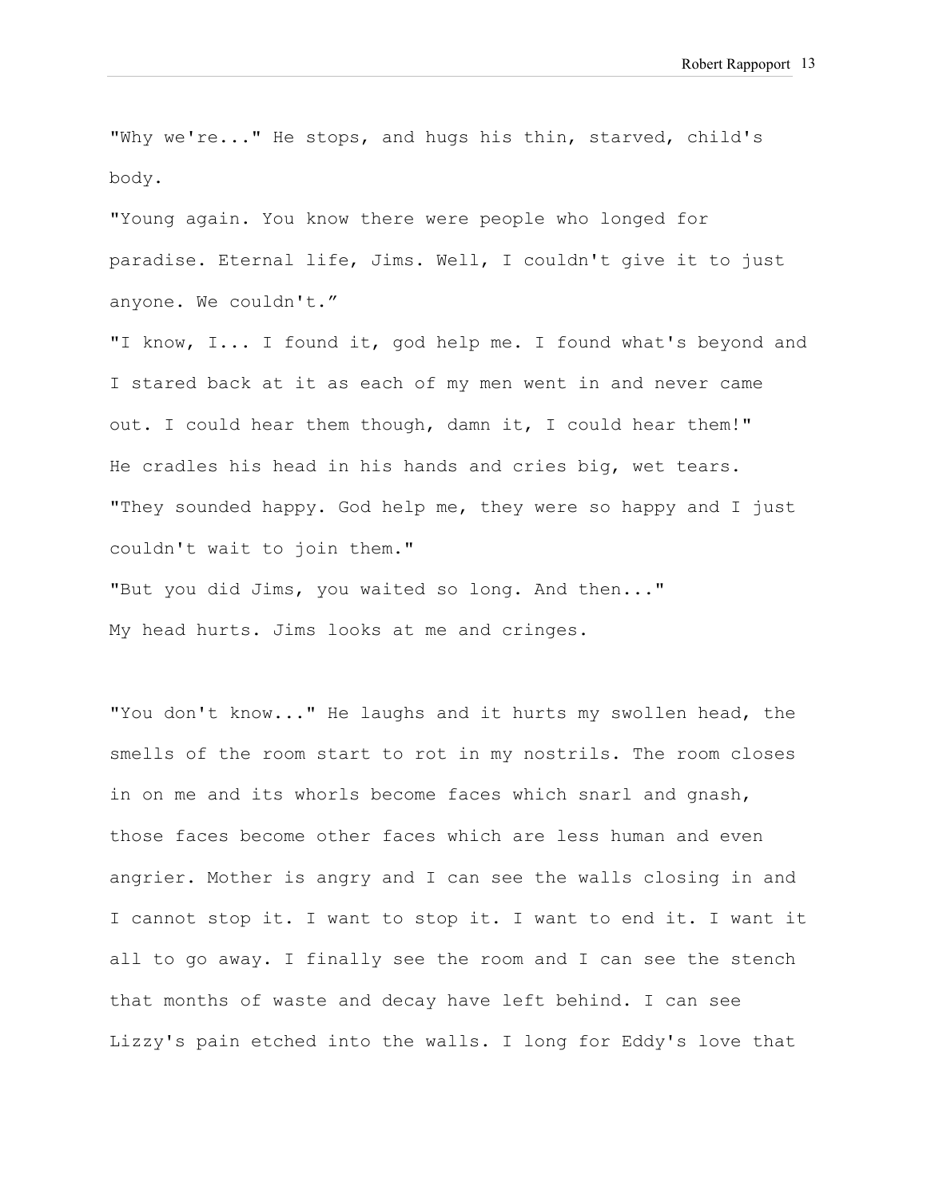"Why we're..." He stops, and hugs his thin, starved, child's body.

"Young again. You know there were people who longed for paradise. Eternal life, Jims. Well, I couldn't give it to just anyone. We couldn't."

"I know, I... I found it, god help me. I found what's beyond and I stared back at it as each of my men went in and never came out. I could hear them though, damn it, I could hear them!" He cradles his head in his hands and cries big, wet tears. "They sounded happy. God help me, they were so happy and I just couldn't wait to join them."

"But you did Jims, you waited so long. And then..."

My head hurts. Jims looks at me and cringes.

"You don't know..." He laughs and it hurts my swollen head, the smells of the room start to rot in my nostrils. The room closes in on me and its whorls become faces which snarl and gnash, those faces become other faces which are less human and even angrier. Mother is angry and I can see the walls closing in and I cannot stop it. I want to stop it. I want to end it. I want it all to go away. I finally see the room and I can see the stench that months of waste and decay have left behind. I can see Lizzy's pain etched into the walls. I long for Eddy's love that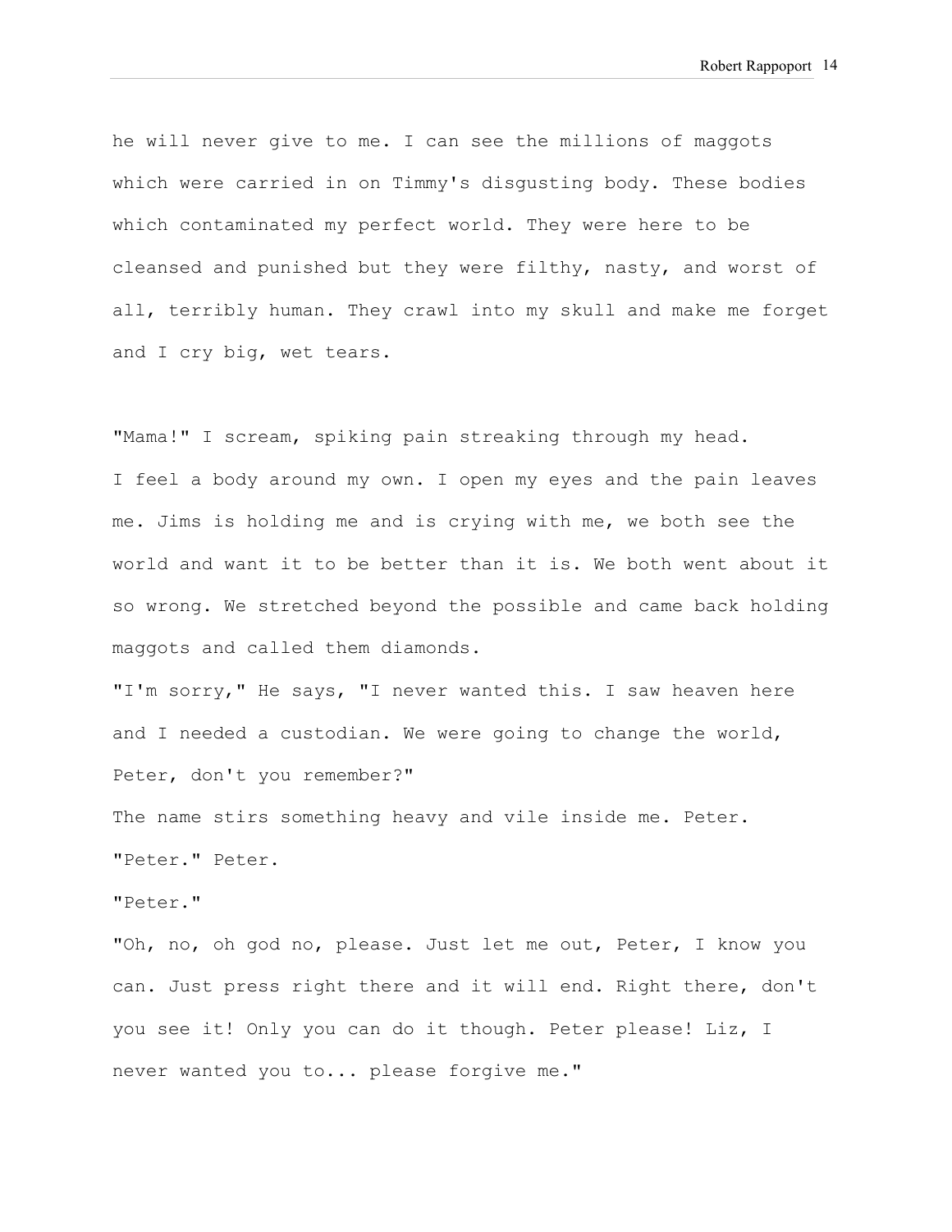he will never give to me. I can see the millions of maggots which were carried in on Timmy's disgusting body. These bodies which contaminated my perfect world. They were here to be cleansed and punished but they were filthy, nasty, and worst of all, terribly human. They crawl into my skull and make me forget and I cry big, wet tears.

"Mama!" I scream, spiking pain streaking through my head.
I feel a body around my own. I open my eyes and the pain leaves me. Jims is holding me and is crying with me, we both see the world and want it to be better than it is. We both went about it so wrong. We stretched beyond the possible and came back holding maggots and called them diamonds.

"I'm sorry," He says, "I never wanted this. I saw heaven here and I needed a custodian. We were going to change the world, Peter, don't you remember?"

The name stirs something heavy and vile inside me. Peter.

"Peter." Peter.

"Peter."

"Oh, no, oh god no, please. Just let me out, Peter, I know you can. Just press right there and it will end. Right there, don't you see it! Only you can do it though. Peter please! Liz, I never wanted you to... please forgive me."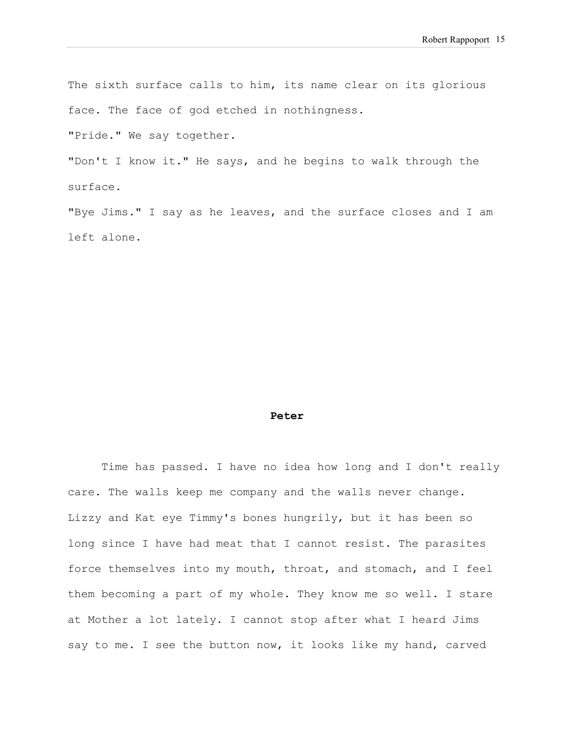The sixth surface calls to him, its name clear on its glorious face. The face of god etched in nothingness.

"Pride." We say together.

"Don't I know it." He says, and he begins to walk through the surface.

"Bye Jims." I say as he leaves, and the surface closes and I am left alone.

## Peter

Time has passed. I have no idea how long and I don't really care. The walls keep me company and the walls never change. Lizzy and Kat eye Timmy's bones hungrily, but it has been so long since I have had meat that I cannot resist. The parasites force themselves into my mouth, throat, and stomach, and I feel them becoming a part of my whole. They know me so well. I stare at Mother a lot lately. I cannot stop after what I heard Jims say to me. I see the button now, it looks like my hand, carved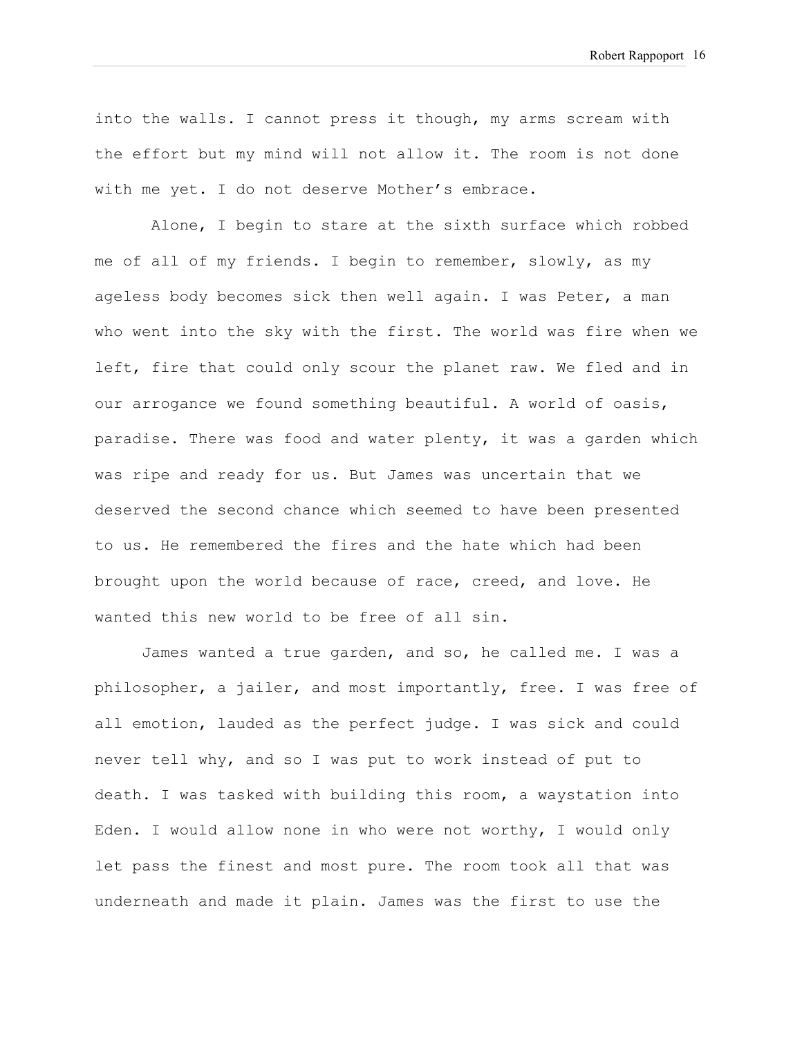into the walls. I cannot press it though, my arms scream with the effort but my mind will not allow it. The room is not done with me yet. I do not deserve Mother's embrace.

Alone, I begin to stare at the sixth surface which robbed me of all of my friends. I begin to remember, slowly, as my ageless body becomes sick then well again. I was Peter, a man who went into the sky with the first. The world was fire when we left, fire that could only scour the planet raw. We fled and in our arrogance we found something beautiful. A world of oasis, paradise. There was food and water plenty, it was a garden which was ripe and ready for us. But James was uncertain that we deserved the second chance which seemed to have been presented to us. He remembered the fires and the hate which had been brought upon the world because of race, creed, and love. He wanted this new world to be free of all sin.

James wanted a true garden, and so, he called me. I was a philosopher, a jailer, and most importantly, free. I was free of all emotion, lauded as the perfect judge. I was sick and could never tell why, and so I was put to work instead of put to death. I was tasked with building this room, a waystation into Eden. I would allow none in who were not worthy, I would only let pass the finest and most pure. The room took all that was underneath and made it plain. James was the first to use the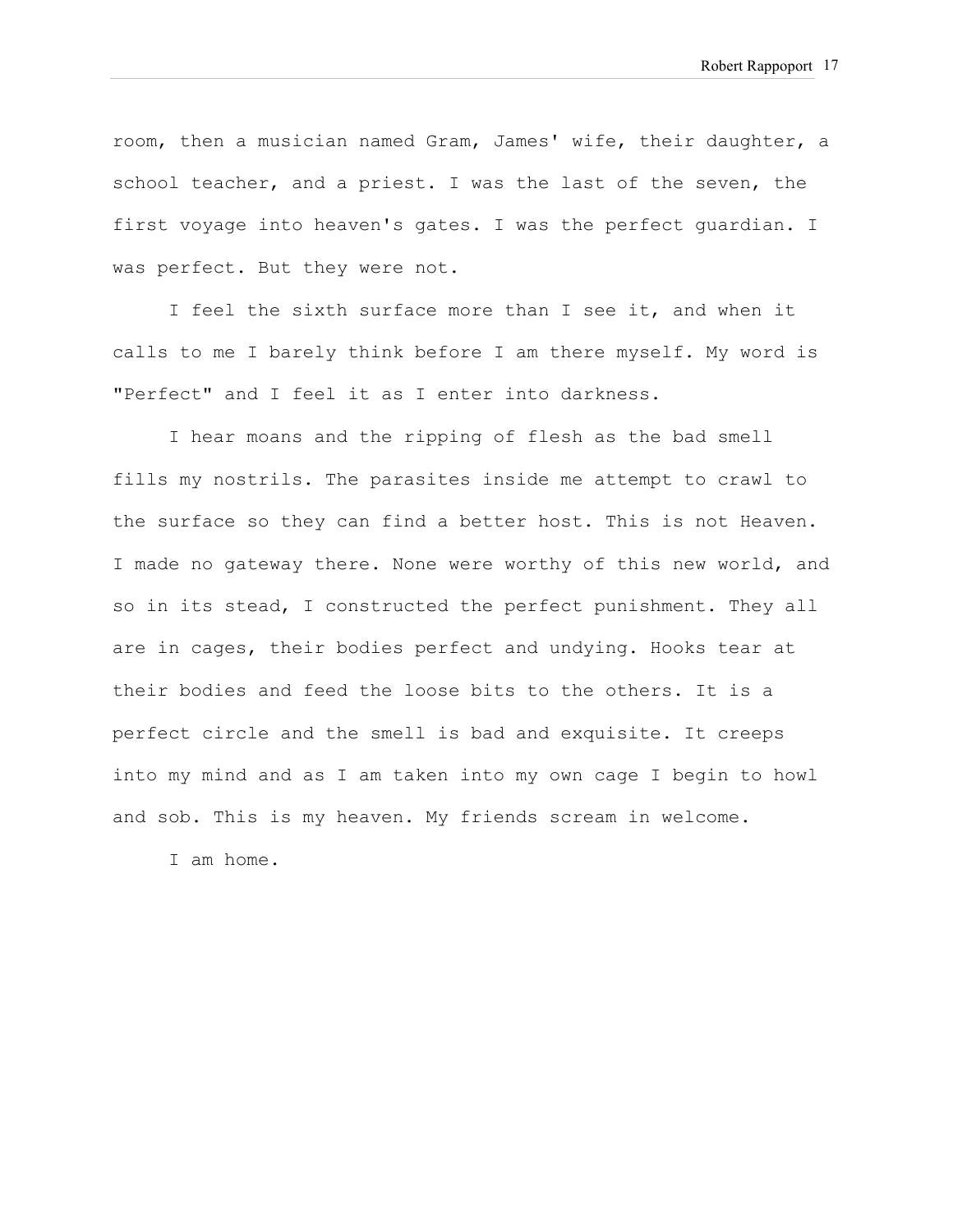room, then a musician named Gram, James' wife, their daughter, a school teacher, and a priest. I was the last of the seven, the first voyage into heaven's gates. I was the perfect guardian. I was perfect. But they were not.

I feel the sixth surface more than I see it, and when it calls to me I barely think before I am there myself. My word is "Perfect" and I feel it as I enter into darkness.

I hear moans and the ripping of flesh as the bad smell fills my nostrils. The parasites inside me attempt to crawl to the surface so they can find a better host. This is not Heaven. I made no gateway there. None were worthy of this new world, and so in its stead, I constructed the perfect punishment. They all are in cages, their bodies perfect and undying. Hooks tear at their bodies and feed the loose bits to the others. It is a perfect circle and the smell is bad and exquisite. It creeps into my mind and as I am taken into my own cage I begin to howl and sob. This is my heaven. My friends scream in welcome.

I am home.